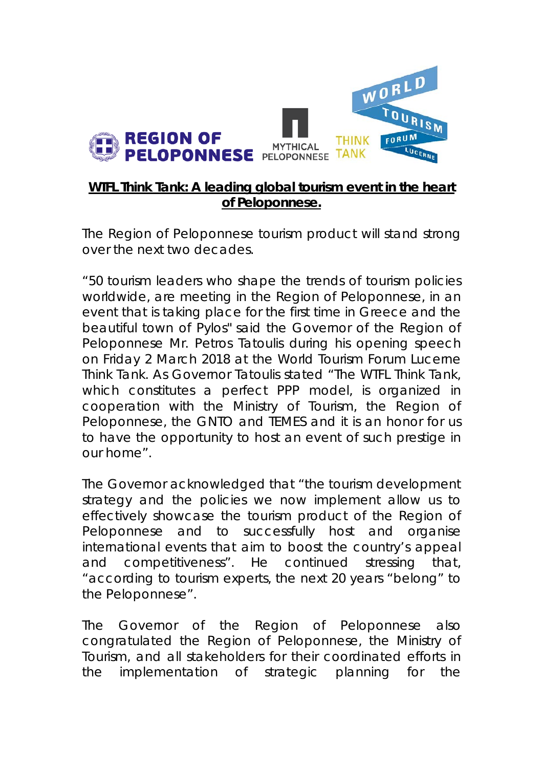**WTFL Think Tank: A leading global tourism event in the heart of Peloponnese.**

The Region of Peloponnese tourism product will stand strong over the next two decades.

"50 tourism leaders who shape the trends of tourism policies worldwide, are meeting in the Region of Peloponnese, in an event that is taking place for the first time in Greece and the beautiful town of Pylos" said the Governor of the Region of Peloponnese Mr. Petros Tatoulis during his opening speech on Friday 2 March 2018 at the World Tourism Forum Lucerne Think Tank. As Governor Tatoulis stated "The WTFL Think Tank, which constitutes a perfect PPP model, is organized in cooperation with the Ministry of Tourism, the Region of Peloponnese, the GNTO and TEMES and it is an honor for us to have the opportunity to host an event of such prestige in our home".

The Governor acknowledged that "the tourism development strategy and the policies we now implement allow us to effectively showcase the tourism product of the Region of Peloponnese and to successfully host and organise international events that aim to boost the country's appeal and competitiveness". He continued stressing that, "according to tourism experts, the next 20 years "belong" to the Peloponnese".

The Governor of the Region of Peloponnese also congratulated the Region of Peloponnese, the Ministry of Tourism, and all stakeholders for their coordinated efforts in the implementation of strategic planning for the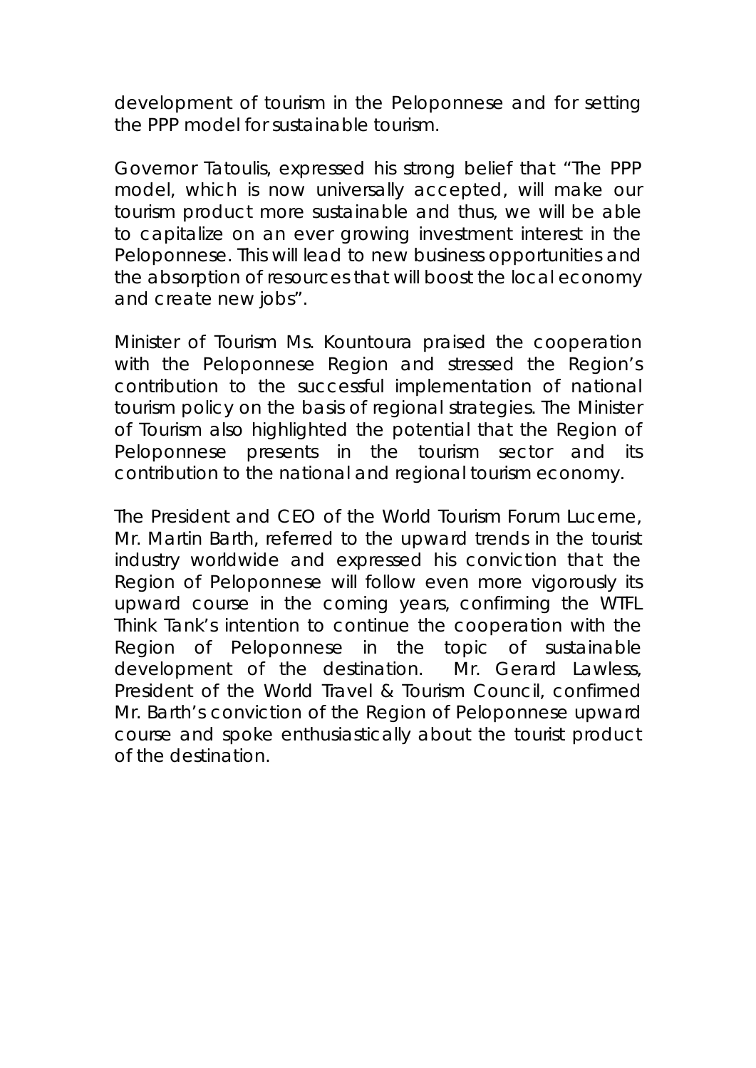development of tourism in the Peloponnese and for setting the PPP model for sustainable tourism.

Governor Tatoulis, expressed his strong belief that "The PPP model, which is now universally accepted, will make our tourism product more sustainable and thus, we will be able to capitalize on an ever growing investment interest in the Peloponnese. This will lead to new business opportunities and the absorption of resources that will boost the local economy and create new jobs".

Minister of Tourism Ms. Kountoura praised the cooperation with the Peloponnese Region and stressed the Region's contribution to the successful implementation of national tourism policy on the basis of regional strategies. The Minister of Tourism also highlighted the potential that the Region of Peloponnese presents in the tourism sector and its contribution to the national and regional tourism economy.

The President and CEO of the World Tourism Forum Lucerne, Mr. Martin Barth, referred to the upward trends in the tourist industry worldwide and expressed his conviction that the Region of Peloponnese will follow even more vigorously its upward course in the coming years, confirming the WTFL Think Tank's intention to continue the cooperation with the Region of Peloponnese in the topic of sustainable development of the destination. Mr. Gerard Lawless, President of the World Travel & Tourism Council, confirmed Mr. Barth's conviction of the Region of Peloponnese upward course and spoke enthusiastically about the tourist product of the destination.